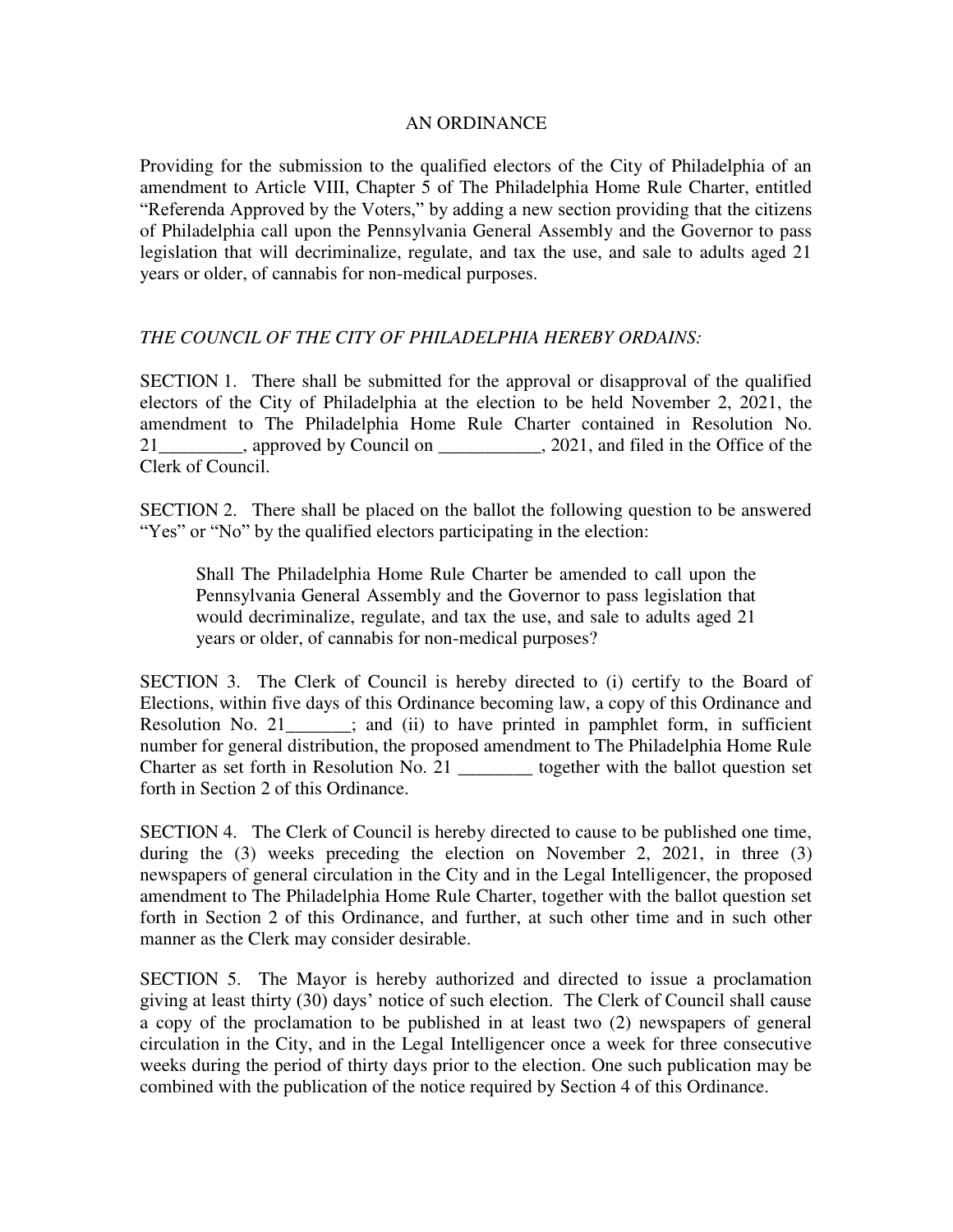# AN ORDINANCE

Providing for the submission to the qualified electors of the City of Philadelphia of an amendment to Article VIII, Chapter 5 of The Philadelphia Home Rule Charter, entitled "Referenda Approved by the Voters," by adding a new section providing that the citizens of Philadelphia call upon the Pennsylvania General Assembly and the Governor to pass legislation that will decriminalize, regulate, and tax the use, and sale to adults aged 21 years or older, of cannabis for non-medical purposes.

*THE COUNCIL OF THE CITY OF PHILADELPHIA HEREBY ORDAINS:*

SECTION 1. There shall be submitted for the approval or disapproval of the qualified electors of the City of Philadelphia at the election to be held November 2, 2021, the amendment to The Philadelphia Home Rule Charter contained in Resolution No. 21_________, approved by Council on ___________, 2021, and filed in the Office of the Clerk of Council.

SECTION 2. There shall be placed on the ballot the following question to be answered "Yes" or "No" by the qualified electors participating in the election:

> Shall The Philadelphia Home Rule Charter be amended to call upon the Pennsylvania General Assembly and the Governor to pass legislation that would decriminalize, regulate, and tax the use, and sale to adults aged 21 years or older, of cannabis for non-medical purposes?

SECTION 3. The Clerk of Council is hereby directed to (i) certify to the Board of Elections, within five days of this Ordinance becoming law, a copy of this Ordinance and Resolution No. 21_______; and (ii) to have printed in pamphlet form, in sufficient number for general distribution, the proposed amendment to The Philadelphia Home Rule Charter as set forth in Resolution No. 21 ________ together with the ballot question set forth in Section 2 of this Ordinance.

SECTION 4. The Clerk of Council is hereby directed to cause to be published one time, during the (3) weeks preceding the election on November 2, 2021, in three (3) newspapers of general circulation in the City and in the Legal Intelligencer, the proposed amendment to The Philadelphia Home Rule Charter, together with the ballot question set forth in Section 2 of this Ordinance, and further, at such other time and in such other manner as the Clerk may consider desirable.

SECTION 5. The Mayor is hereby authorized and directed to issue a proclamation giving at least thirty (30) days' notice of such election. The Clerk of Council shall cause a copy of the proclamation to be published in at least two (2) newspapers of general circulation in the City, and in the Legal Intelligencer once a week for three consecutive weeks during the period of thirty days prior to the election. One such publication may be combined with the publication of the notice required by Section 4 of this Ordinance.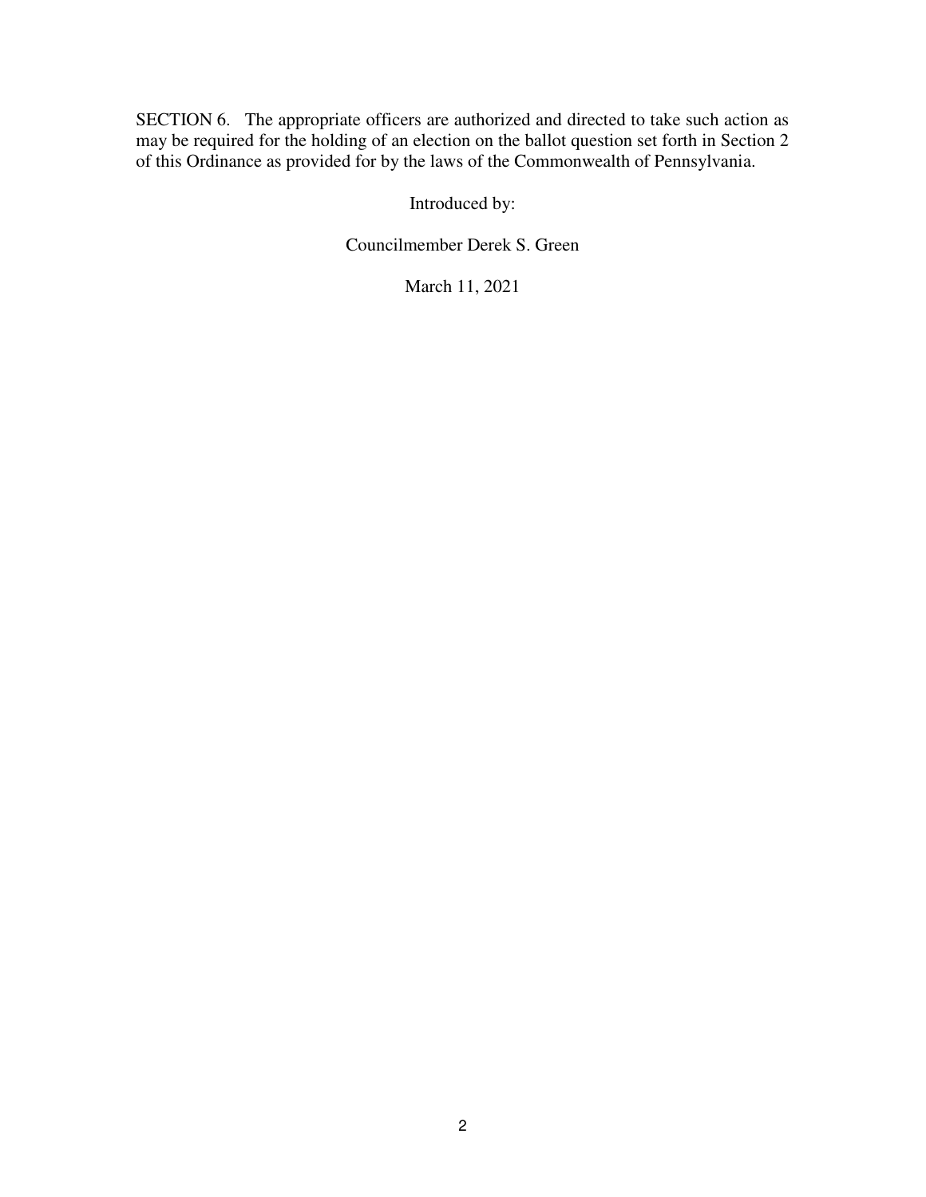SECTION 6. The appropriate officers are authorized and directed to take such action as may be required for the holding of an election on the ballot question set forth in Section 2 of this Ordinance as provided for by the laws of the Commonwealth of Pennsylvania.

Introduced by:

Councilmember Derek S. Green

March 11, 2021